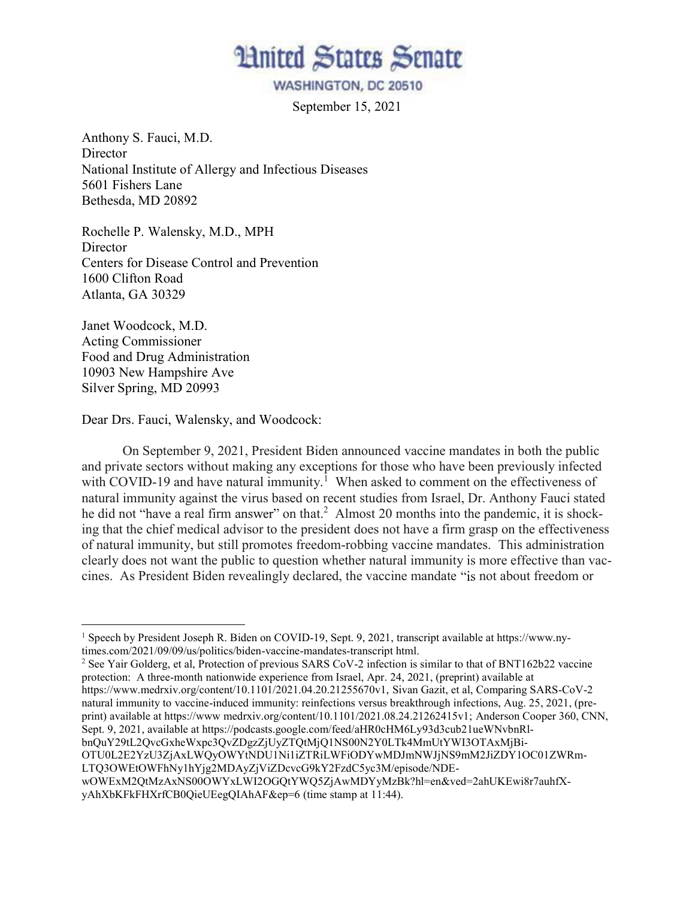# United States Senate

WASHINGTON, DC 20510

September 15, 2021

Anthony S. Fauci, M.D.
Director
National Institute of Allergy and Infectious Diseases
5601 Fishers Lane
Bethesda, MD 20892

Rochelle P. Walensky, M.D., MPH
Director
Centers for Disease Control and Prevention
1600 Clifton Road
Atlanta, GA 30329

Janet Woodcock, M.D.
Acting Commissioner
Food and Drug Administration
10903 New Hampshire Ave
Silver Spring, MD 20993

Dear Drs. Fauci, Walensky, and Woodcock:

On September 9, 2021, President Biden announced vaccine mandates in both the public and private sectors without making any exceptions for those who have been previously infected with COVID-19 and have natural immunity.[1] When asked to comment on the effectiveness of natural immunity against the virus based on recent studies from Israel, Dr. Anthony Fauci stated he did not "have a real firm answer" on that.[2] Almost 20 months into the pandemic, it is shocking that the chief medical advisor to the president does not have a firm grasp on the effectiveness of natural immunity, but still promotes freedom-robbing vaccine mandates. This administration clearly does not want the public to question whether natural immunity is more effective than vaccines. As President Biden revealingly declared, the vaccine mandate "is not about freedom or

---

[1] Speech by President Joseph R. Biden on COVID-19, Sept. 9, 2021, transcript available at https://www.nytimes.com/2021/09/09/us/politics/biden-vaccine-mandates-transcript html.

[2] See Yair Golderg, et al, Protection of previous SARS CoV-2 infection is similar to that of BNT162b22 vaccine protection: A three-month nationwide experience from Israel, Apr. 24, 2021, (preprint) available at https://www.medrxiv.org/content/10.1101/2021.04.20.21255670v1, Sivan Gazit, et al, Comparing SARS-CoV-2 natural immunity to vaccine-induced immunity: reinfections versus breakthrough infections, Aug. 25, 2021, (preprint) available at https://www medrxiv.org/content/10.1101/2021.08.24.21262415v1; Anderson Cooper 360, CNN, Sept. 9, 2021, available at https://podcasts.google.com/feed/aHR0cHM6Ly93d3cub21ueWNvbnRlbnQuY29tL2QvcGxheWxpc3QvZDgzZjUyZTQtMjQ1NS00N2Y0LTk4MmUtYWI3OTAxMjBiOTU0L2E2YzU3ZjAxLWQyOWYtNDU1Ni1iZTRiLWFiODYwMDJmNWJjNS9mM2JiZDY1OC01ZWRmLTQ3OWEtOWFhNy1hYjg2MDAyZjViZDcvcG9kY2FzdC5yc3M/episode/NDEwOWExM2QtMzAxNS00OWYxLWI2OGQtYWQ5ZjAwMDYyMzBk?hl=en&ved=2ahUKEwi8r7auhfXyAhXbKFkFHXrfCB0QieUEegQIAhAF&ep=6 (time stamp at 11:44).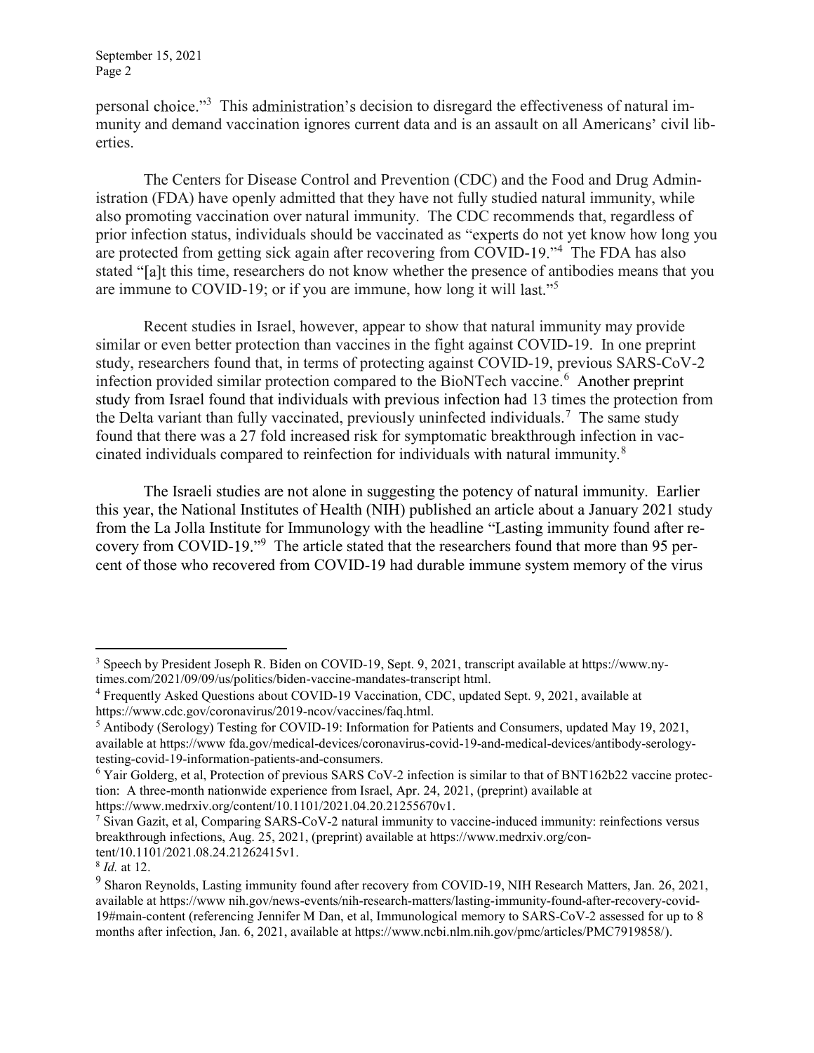personal choice."[3] This administration's decision to disregard the effectiveness of natural immunity and demand vaccination ignores current data and is an assault on all Americans' civil liberties.

The Centers for Disease Control and Prevention (CDC) and the Food and Drug Administration (FDA) have openly admitted that they have not fully studied natural immunity, while also promoting vaccination over natural immunity. The CDC recommends that, regardless of prior infection status, individuals should be vaccinated as "experts do not yet know how long you are protected from getting sick again after recovering from COVID-19."[4] The FDA has also stated "[a]t this time, researchers do not know whether the presence of antibodies means that you are immune to COVID-19; or if you are immune, how long it will last."[5]

Recent studies in Israel, however, appear to show that natural immunity may provide similar or even better protection than vaccines in the fight against COVID-19. In one preprint study, researchers found that, in terms of protecting against COVID-19, previous SARS-CoV-2 infection provided similar protection compared to the BioNTech vaccine.[6] Another preprint study from Israel found that individuals with previous infection had 13 times the protection from the Delta variant than fully vaccinated, previously uninfected individuals.[7] The same study found that there was a 27 fold increased risk for symptomatic breakthrough infection in vaccinated individuals compared to reinfection for individuals with natural immunity.[8]

The Israeli studies are not alone in suggesting the potency of natural immunity. Earlier this year, the National Institutes of Health (NIH) published an article about a January 2021 study from the La Jolla Institute for Immunology with the headline "Lasting immunity found after recovery from COVID-19."[9] The article stated that the researchers found that more than 95 percent of those who recovered from COVID-19 had durable immune system memory of the virus

---

[3] Speech by President Joseph R. Biden on COVID-19, Sept. 9, 2021, transcript available at https://www.nytimes.com/2021/09/09/us/politics/biden-vaccine-mandates-transcript html.

[4] Frequently Asked Questions about COVID-19 Vaccination, CDC, updated Sept. 9, 2021, available at https://www.cdc.gov/coronavirus/2019-ncov/vaccines/faq.html.

[5] Antibody (Serology) Testing for COVID-19: Information for Patients and Consumers, updated May 19, 2021, available at https://www fda.gov/medical-devices/coronavirus-covid-19-and-medical-devices/antibody-serology-testing-covid-19-information-patients-and-consumers.

[6] Yair Golderg, et al, Protection of previous SARS CoV-2 infection is similar to that of BNT162b22 vaccine protection: A three-month nationwide experience from Israel, Apr. 24, 2021, (preprint) available at https://www.medrxiv.org/content/10.1101/2021.04.20.21255670v1.

[7] Sivan Gazit, et al, Comparing SARS-CoV-2 natural immunity to vaccine-induced immunity: reinfections versus breakthrough infections, Aug. 25, 2021, (preprint) available at https://www.medrxiv.org/content/10.1101/2021.08.24.21262415v1.

[8] *Id.* at 12.

[9] Sharon Reynolds, Lasting immunity found after recovery from COVID-19, NIH Research Matters, Jan. 26, 2021, available at https://www nih.gov/news-events/nih-research-matters/lasting-immunity-found-after-recovery-covid-19#main-content (referencing Jennifer M Dan, et al, Immunological memory to SARS-CoV-2 assessed for up to 8 months after infection, Jan. 6, 2021, available at https://www.ncbi.nlm.nih.gov/pmc/articles/PMC7919858/).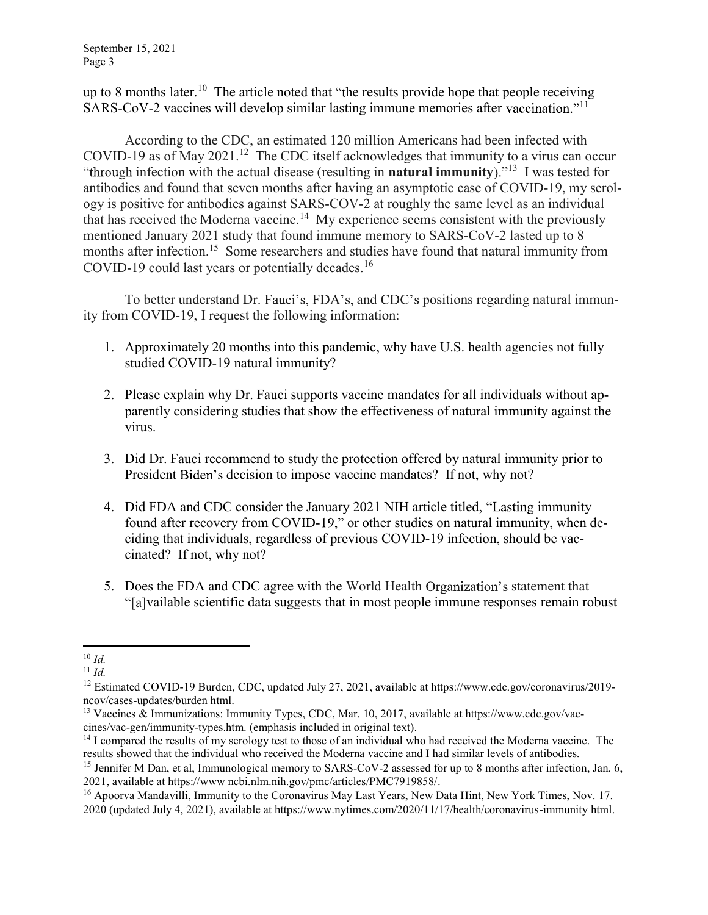up to 8 months later.[10] The article noted that "the results provide hope that people receiving SARS-CoV-2 vaccines will develop similar lasting immune memories after vaccination."[11]

According to the CDC, an estimated 120 million Americans had been infected with COVID-19 as of May 2021.[12] The CDC itself acknowledges that immunity to a virus can occur "through infection with the actual disease (resulting in **natural immunity**)."[13] I was tested for antibodies and found that seven months after having an asymptotic case of COVID-19, my serology is positive for antibodies against SARS-COV-2 at roughly the same level as an individual that has received the Moderna vaccine.[14] My experience seems consistent with the previously mentioned January 2021 study that found immune memory to SARS-CoV-2 lasted up to 8 months after infection.[15] Some researchers and studies have found that natural immunity from COVID-19 could last years or potentially decades.[16]

To better understand Dr. Fauci's, FDA's, and CDC's positions regarding natural immunity from COVID-19, I request the following information:

1. Approximately 20 months into this pandemic, why have U.S. health agencies not fully studied COVID-19 natural immunity?

2. Please explain why Dr. Fauci supports vaccine mandates for all individuals without apparently considering studies that show the effectiveness of natural immunity against the virus.

3. Did Dr. Fauci recommend to study the protection offered by natural immunity prior to President Biden's decision to impose vaccine mandates? If not, why not?

4. Did FDA and CDC consider the January 2021 NIH article titled, "Lasting immunity found after recovery from COVID-19," or other studies on natural immunity, when deciding that individuals, regardless of previous COVID-19 infection, should be vaccinated? If not, why not?

5. Does the FDA and CDC agree with the World Health Organization's statement that "[a]vailable scientific data suggests that in most people immune responses remain robust

---

[10] *Id.*

[11] *Id.*

[12] Estimated COVID-19 Burden, CDC, updated July 27, 2021, available at https://www.cdc.gov/coronavirus/2019-ncov/cases-updates/burden html.

[13] Vaccines & Immunizations: Immunity Types, CDC, Mar. 10, 2017, available at https://www.cdc.gov/vaccines/vac-gen/immunity-types.htm. (emphasis included in original text).

[14] I compared the results of my serology test to those of an individual who had received the Moderna vaccine. The results showed that the individual who received the Moderna vaccine and I had similar levels of antibodies.

[15] Jennifer M Dan, et al, Immunological memory to SARS-CoV-2 assessed for up to 8 months after infection, Jan. 6, 2021, available at https://www ncbi.nlm.nih.gov/pmc/articles/PMC7919858/.

[16] Apoorva Mandavilli, Immunity to the Coronavirus May Last Years, New Data Hint, New York Times, Nov. 17. 2020 (updated July 4, 2021), available at https://www.nytimes.com/2020/11/17/health/coronavirus-immunity html.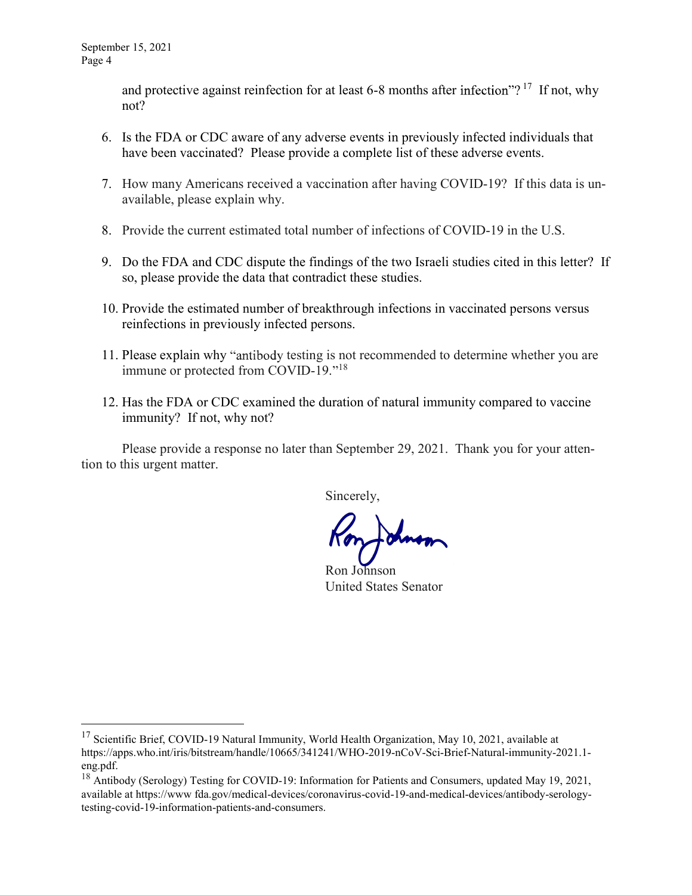and protective against reinfection for at least 6-8 months after infection"?[17] If not, why not?

6. Is the FDA or CDC aware of any adverse events in previously infected individuals that have been vaccinated? Please provide a complete list of these adverse events.

7. How many Americans received a vaccination after having COVID-19? If this data is unavailable, please explain why.

8. Provide the current estimated total number of infections of COVID-19 in the U.S.

9. Do the FDA and CDC dispute the findings of the two Israeli studies cited in this letter? If so, please provide the data that contradict these studies.

10. Provide the estimated number of breakthrough infections in vaccinated persons versus reinfections in previously infected persons.

11. Please explain why "antibody testing is not recommended to determine whether you are immune or protected from COVID-19."[18]

12. Has the FDA or CDC examined the duration of natural immunity compared to vaccine immunity? If not, why not?

Please provide a response no later than September 29, 2021. Thank you for your attention to this urgent matter.

Sincerely,

Ron Johnson
United States Senator

---

[17] Scientific Brief, COVID-19 Natural Immunity, World Health Organization, May 10, 2021, available at https://apps.who.int/iris/bitstream/handle/10665/341241/WHO-2019-nCoV-Sci-Brief-Natural-immunity-2021.1-eng.pdf.

[18] Antibody (Serology) Testing for COVID-19: Information for Patients and Consumers, updated May 19, 2021, available at https://www fda.gov/medical-devices/coronavirus-covid-19-and-medical-devices/antibody-serology-testing-covid-19-information-patients-and-consumers.